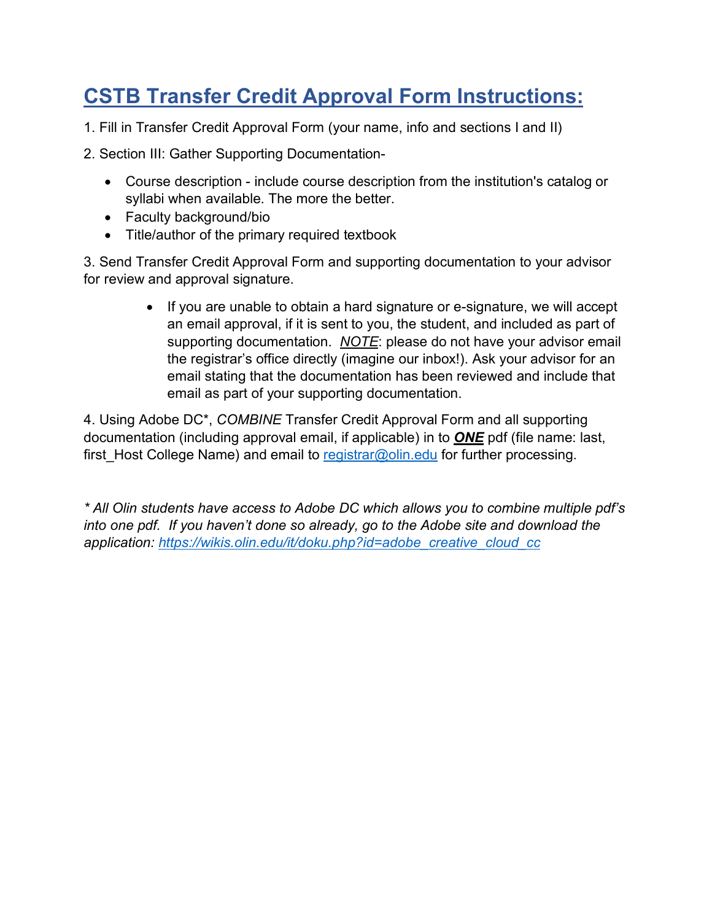# [CSTB Transfer Credit Approval Form Instructions:]()

1. Fill in Transfer Credit Approval Form (your name, info and sections I and II)

2. Section III: Gather Supporting Documentation-

   - Course description - include course description from the institution's catalog or syllabi when available. The more the better.
   - Faculty background/bio
   - Title/author of the primary required textbook

3. Send Transfer Credit Approval Form and supporting documentation to your advisor for review and approval signature.

   - If you are unable to obtain a hard signature or e-signature, we will accept an email approval, if it is sent to you, the student, and included as part of supporting documentation. _NOTE_: please do not have your advisor email the registrar's office directly (imagine our inbox!). Ask your advisor for an email stating that the documentation has been reviewed and include that email as part of your supporting documentation.

4. Using Adobe DC*, *COMBINE* Transfer Credit Approval Form and all supporting documentation (including approval email, if applicable) in to ***ONE*** pdf (file name: last, first_Host College Name) and email to [registrar@olin.edu](mailto:registrar@olin.edu) for further processing.

*\* All Olin students have access to Adobe DC which allows you to combine multiple pdf's into one pdf. If you haven't done so already, go to the Adobe site and download the application: [https://wikis.olin.edu/it/doku.php?id=adobe_creative_cloud_cc](https://wikis.olin.edu/it/doku.php?id=adobe_creative_cloud_cc)*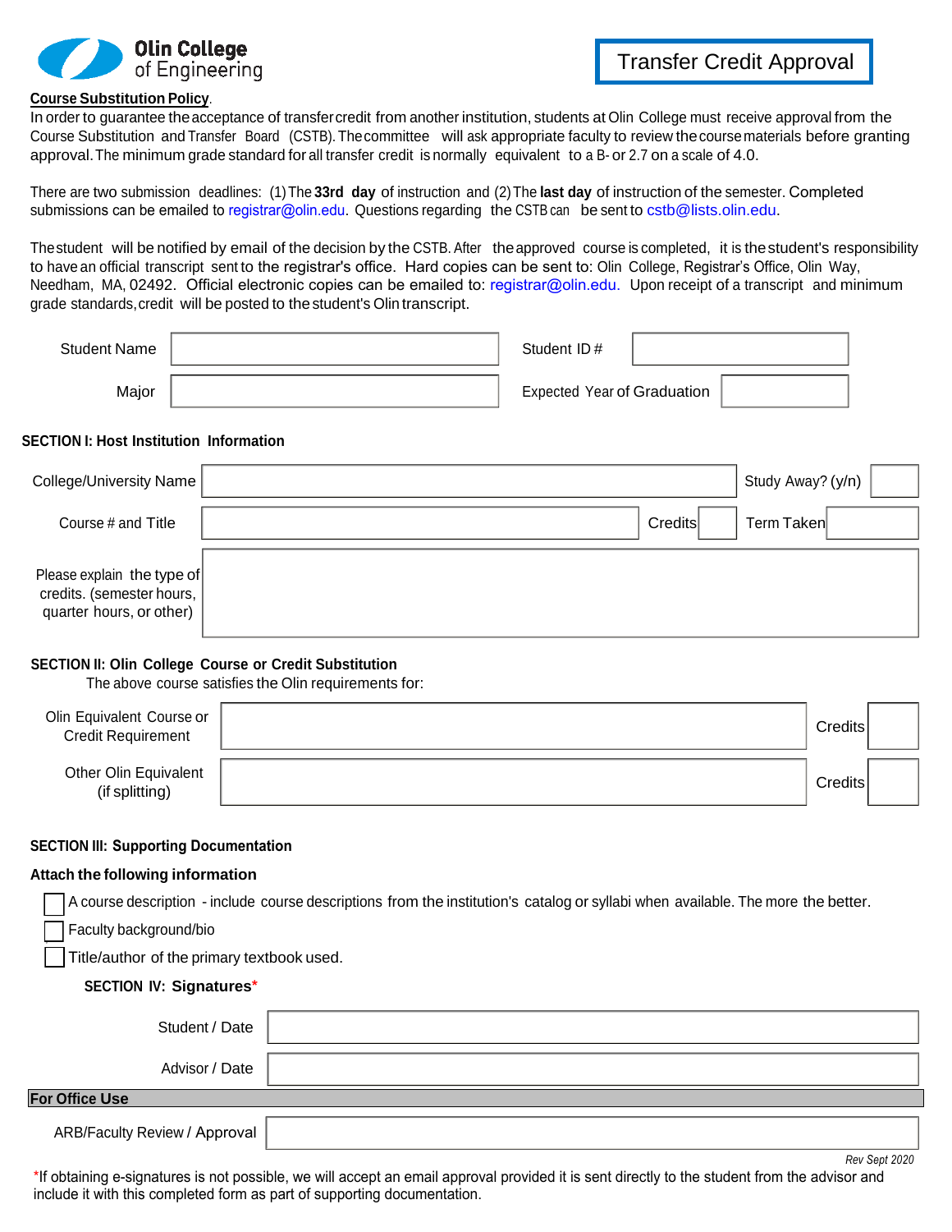Olin College of Engineering

# Transfer Credit Approval

**Course Substitution Policy**.
In order to guarantee the acceptance of transfer credit from another institution, students at Olin College must receive approval from the Course Substitution and Transfer Board (CSTB). The committee will ask appropriate faculty to review the course materials before granting approval. The minimum grade standard for all transfer credit is normally equivalent to a B- or 2.7 on a scale of 4.0.

There are two submission deadlines: (1) The **33rd day** of instruction and (2) The **last day** of instruction of the semester. Completed submissions can be emailed to registrar@olin.edu. Questions regarding the CSTB can be sent to cstb@lists.olin.edu.

The student will be notified by email of the decision by the CSTB. After the approved course is completed, it is the student's responsibility to have an official transcript sent to the registrar's office. Hard copies can be sent to: Olin College, Registrar's Office, Olin Way, Needham, MA, 02492. Official electronic copies can be emailed to: registrar@olin.edu. Upon receipt of a transcript and minimum grade standards, credit will be posted to the student's Olin transcript.

| | | | |
|---|---|---|---|
| Student Name | | Student ID # | |
| Major | | Expected Year of Graduation | |

**SECTION I: Host Institution Information**

| | | | | | |
|---|---|---|---|---|---|
| College/University Name | | | | Study Away? (y/n) | |
| Course # and Title | | Credits | | Term Taken | |
| Please explain the type of credits. (semester hours, quarter hours, or other) | | | | | |

**SECTION II: Olin College Course or Credit Substitution**

The above course satisfies the Olin requirements for:

| | | | |
|---|---|---|---|
| Olin Equivalent Course or Credit Requirement | | Credits | |
| Other Olin Equivalent (if splitting) | | Credits | |

**SECTION III: Supporting Documentation**

**Attach the following information**

- ☐ A course description - include course descriptions from the institution's catalog or syllabi when available. The more the better.
- ☐ Faculty background/bio
- ☐ Title/author of the primary textbook used.

**SECTION IV: Signatures***

| | |
|---|---|
| Student / Date | |
| Advisor / Date | |

**For Office Use**

| | |
|---|---|
| ARB/Faculty Review / Approval | |

*Rev Sept 2020*

*If obtaining e-signatures is not possible, we will accept an email approval provided it is sent directly to the student from the advisor and include it with this completed form as part of supporting documentation.